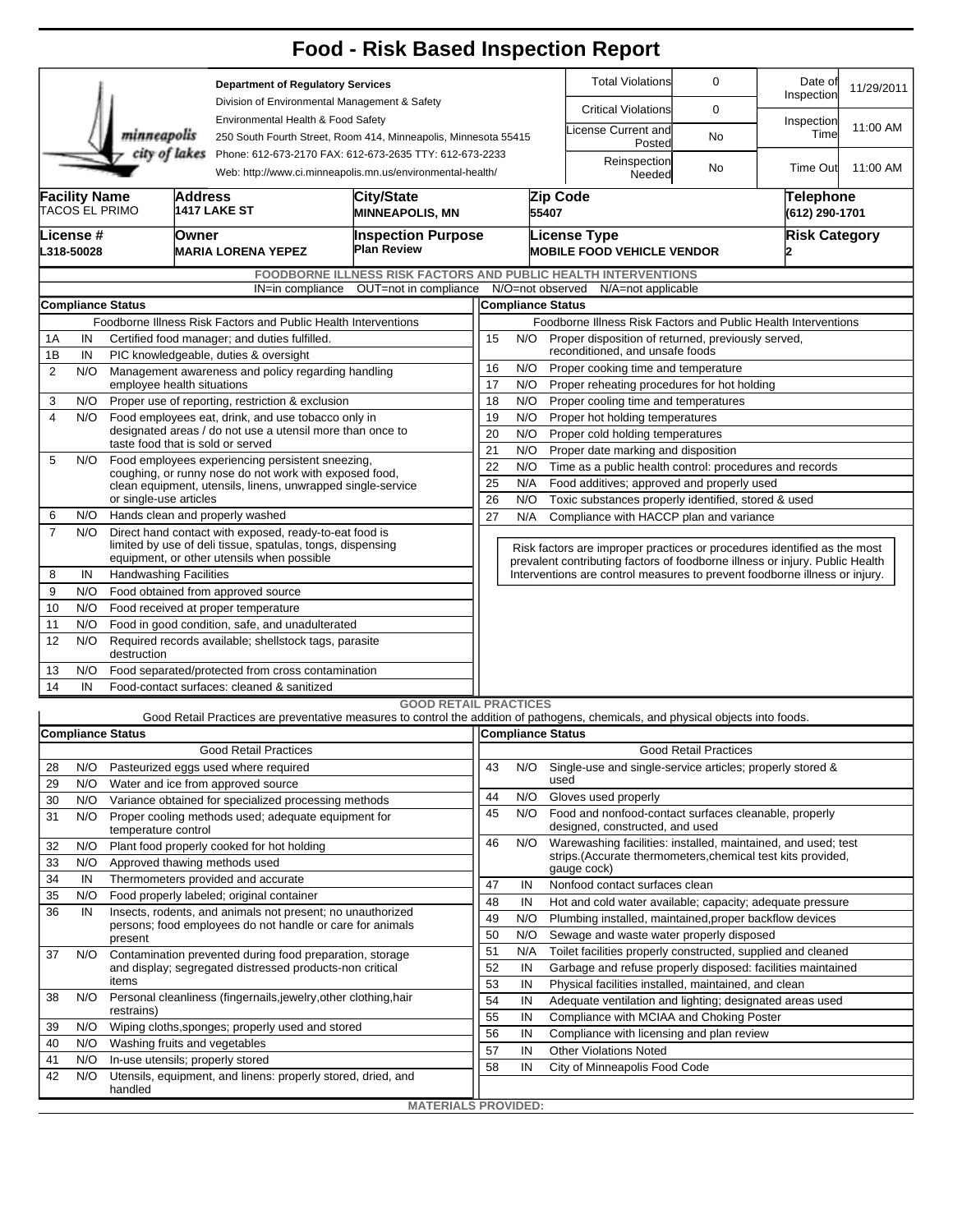# Food - Risk Based Inspection Report

**Department of Regulatory Services**
Division of Environmental Management & Safety
Environmental Health & Food Safety
250 South Fourth Street, Room 414, Minneapolis, Minnesota 55415
Phone: 612-673-2170 FAX: 612-673-2635 TTY: 612-673-2233
Web: http://www.ci.minneapolis.mn.us/environmental-health/

minneapolis city of lakes

| Total Violations | 0 | Date of Inspection | 11/29/2011 |
|---|---|---|---|
| Critical Violations | 0 | Inspection Time | 11:00 AM |
| License Current and Posted | No | | |
| Reinspection Needed | No | Time Out | 11:00 AM |

| Facility Name | Address | City/State | Zip Code | Telephone |
|---|---|---|---|---|
| TACOS EL PRIMO | 1417 LAKE ST | MINNEAPOLIS, MN | 55407 | (612) 290-1701 |

| License # | Owner | Inspection Purpose | License Type | Risk Category |
|---|---|---|---|---|
| L318-50028 | MARIA LORENA YEPEZ | Plan Review | MOBILE FOOD VEHICLE VENDOR | 2 |

## FOODBORNE ILLNESS RISK FACTORS AND PUBLIC HEALTH INTERVENTIONS

IN=in compliance OUT=not in compliance N/O=not observed N/A=not applicable

**Compliance Status** — Foodborne Illness Risk Factors and Public Health Interventions

| # | Status | Item |
|---|---|---|
| 1A | IN | Certified food manager; and duties fulfilled. |
| 1B | IN | PIC knowledgeable, duties & oversight |
| 2 | N/O | Management awareness and policy regarding handling employee health situations |
| 3 | N/O | Proper use of reporting, restriction & exclusion |
| 4 | N/O | Food employees eat, drink, and use tobacco only in designated areas / do not use a utensil more than once to taste food that is sold or served |
| 5 | N/O | Food employees experiencing persistent sneezing, coughing, or runny nose do not work with exposed food, clean equipment, utensils, linens, unwrapped single-service or single-use articles |
| 6 | N/O | Hands clean and properly washed |
| 7 | N/O | Direct hand contact with exposed, ready-to-eat food is limited by use of deli tissue, spatulas, tongs, dispensing equipment, or other utensils when possible |
| 8 | IN | Handwashing Facilities |
| 9 | N/O | Food obtained from approved source |
| 10 | N/O | Food received at proper temperature |
| 11 | N/O | Food in good condition, safe, and unadulterated |
| 12 | N/O | Required records available; shellstock tags, parasite destruction |
| 13 | N/O | Food separated/protected from cross contamination |
| 14 | IN | Food-contact surfaces: cleaned & sanitized |
| 15 | N/O | Proper disposition of returned, previously served, reconditioned, and unsafe foods |
| 16 | N/O | Proper cooking time and temperature |
| 17 | N/O | Proper reheating procedures for hot holding |
| 18 | N/O | Proper cooling time and temperatures |
| 19 | N/O | Proper hot holding temperatures |
| 20 | N/O | Proper cold holding temperatures |
| 21 | N/O | Proper date marking and disposition |
| 22 | N/O | Time as a public health control: procedures and records |
| 25 | N/A | Food additives; approved and properly used |
| 26 | N/O | Toxic substances properly identified, stored & used |
| 27 | N/A | Compliance with HACCP plan and variance |

Risk factors are improper practices or procedures identified as the most prevalent contributing factors of foodborne illness or injury. Public Health Interventions are control measures to prevent foodborne illness or injury.

## GOOD RETAIL PRACTICES

Good Retail Practices are preventative measures to control the addition of pathogens, chemicals, and physical objects into foods.

**Compliance Status** — Good Retail Practices

| # | Status | Item |
|---|---|---|
| 28 | N/O | Pasteurized eggs used where required |
| 29 | N/O | Water and ice from approved source |
| 30 | N/O | Variance obtained for specialized processing methods |
| 31 | N/O | Proper cooling methods used; adequate equipment for temperature control |
| 32 | N/O | Plant food properly cooked for hot holding |
| 33 | N/O | Approved thawing methods used |
| 34 | IN | Thermometers provided and accurate |
| 35 | N/O | Food properly labeled; original container |
| 36 | IN | Insects, rodents, and animals not present; no unauthorized persons; food employees do not handle or care for animals present |
| 37 | N/O | Contamination prevented during food preparation, storage and display; segregated distressed products-non critical items |
| 38 | N/O | Personal cleanliness (fingernails,jewelry,other clothing,hair restrains) |
| 39 | N/O | Wiping cloths,sponges; properly used and stored |
| 40 | N/O | Washing fruits and vegetables |
| 41 | N/O | In-use utensils; properly stored |
| 42 | N/O | Utensils, equipment, and linens: properly stored, dried, and handled |
| 43 | N/O | Single-use and single-service articles; properly stored & used |
| 44 | N/O | Gloves used properly |
| 45 | N/O | Food and nonfood-contact surfaces cleanable, properly designed, constructed, and used |
| 46 | N/O | Warewashing facilities: installed, maintained, and used; test strips.(Accurate thermometers,chemical test kits provided, gauge cock) |
| 47 | IN | Nonfood contact surfaces clean |
| 48 | IN | Hot and cold water available; capacity; adequate pressure |
| 49 | N/O | Plumbing installed, maintained,proper backflow devices |
| 50 | N/O | Sewage and waste water properly disposed |
| 51 | N/A | Toilet facilities properly constructed, supplied and cleaned |
| 52 | IN | Garbage and refuse properly disposed: facilities maintained |
| 53 | IN | Physical facilities installed, maintained, and clean |
| 54 | IN | Adequate ventilation and lighting; designated areas used |
| 55 | IN | Compliance with MCIAA and Choking Poster |
| 56 | IN | Compliance with licensing and plan review |
| 57 | IN | Other Violations Noted |
| 58 | IN | City of Minneapolis Food Code |

**MATERIALS PROVIDED:**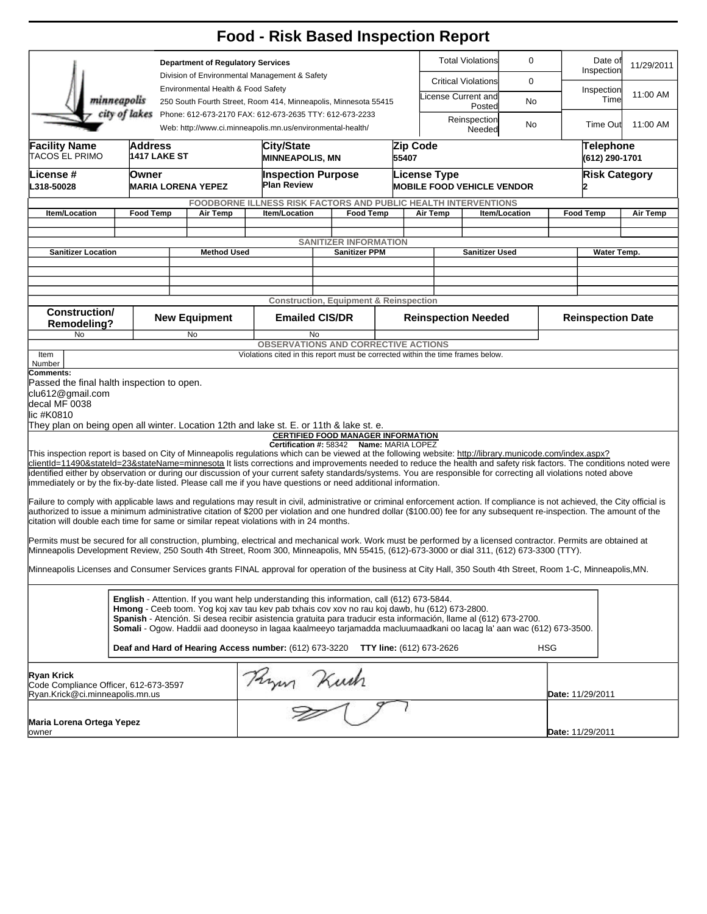# Food - Risk Based Inspection Report

minneapolis city of lakes

**Department of Regulatory Services**
Division of Environmental Management & Safety
Environmental Health & Food Safety
250 South Fourth Street, Room 414, Minneapolis, Minnesota 55415
Phone: 612-673-2170 FAX: 612-673-2635 TTY: 612-673-2233
Web: http://www.ci.minneapolis.mn.us/environmental-health/

| | | | |
|---|---|---|---|
| Total Violations | 0 | Date of Inspection | 11/29/2011 |
| Critical Violations | 0 | Inspection Time | 11:00 AM |
| License Current and Posted | No | | |
| Reinspection Needed | No | Time Out | 11:00 AM |

| Facility Name | Address | City/State | Zip Code | Telephone |
|---|---|---|---|---|
| TACOS EL PRIMO | 1417 LAKE ST | MINNEAPOLIS, MN | 55407 | (612) 290-1701 |

| License # | Owner | Inspection Purpose | License Type | Risk Category |
|---|---|---|---|---|
| L318-50028 | MARIA LORENA YEPEZ | Plan Review | MOBILE FOOD VEHICLE VENDOR | 2 |

**FOODBORNE ILLNESS RISK FACTORS AND PUBLIC HEALTH INTERVENTIONS**

| Item/Location | Food Temp | Air Temp | Item/Location | Food Temp | Air Temp | Item/Location | Food Temp | Air Temp |
|---|---|---|---|---|---|---|---|---|
| | | | | | | | | |

**SANITIZER INFORMATION**

| Sanitizer Location | Method Used | Sanitizer PPM | Sanitizer Used | Water Temp. |
|---|---|---|---|---|
| | | | | |

**Construction, Equipment & Reinspection**

| Construction/ Remodeling? | New Equipment | Emailed CIS/DR | Reinspection Needed | Reinspection Date |
|---|---|---|---|---|
| No | No | No | | |

**OBSERVATIONS AND CORRECTIVE ACTIONS**

| Item Number | Violations cited in this report must be corrected within the time frames below. |
|---|---|

**Comments:**
Passed the final halth inspection to open.
clu612@gmail.com
decal MF 0038
lic #K0810
They plan on being open all winter. Location 12th and lake st. E. or 11th & lake st. e.

**CERTIFIED FOOD MANAGER INFORMATION**
**Certification #:** 58342 **Name:** MARIA LOPEZ

This inspection report is based on City of Minneapolis regulations which can be viewed at the following website: http://library.municode.com/index.aspx?clientId=11490&stateId=23&stateName=minnesota It lists corrections and improvements needed to reduce the health and safety risk factors. The conditions noted were identified either by observation or during our discussion of your current safety standards/systems. You are responsible for correcting all violations noted above immediately or by the fix-by-date listed. Please call me if you have questions or need additional information.

Failure to comply with applicable laws and regulations may result in civil, administrative or criminal enforcement action. If compliance is not achieved, the City official is authorized to issue a minimum administrative citation of $200 per violation and one hundred dollar ($100.00) fee for any subsequent re-inspection. The amount of the citation will double each time for same or similar repeat violations with in 24 months.

Permits must be secured for all construction, plumbing, electrical and mechanical work. Work must be performed by a licensed contractor. Permits are obtained at Minneapolis Development Review, 250 South 4th Street, Room 300, Minneapolis, MN 55415, (612)-673-3000 or dial 311, (612) 673-3300 (TTY).

Minneapolis Licenses and Consumer Services grants FINAL approval for operation of the business at City Hall, 350 South 4th Street, Room 1-C, Minneapolis,MN.

**English** - Attention. If you want help understanding this information, call (612) 673-5844.
**Hmong** - Ceeb toom. Yog koj xav tau kev pab txhais cov xov no rau koj dawb, hu (612) 673-2800.
**Spanish** - Atención. Si desea recibir asistencia gratuita para traducir esta información, llame al (612) 673-2700.
**Somali** - Ogow. Haddii aad dooneyso in lagaa kaalmeeyo tarjamadda macluumaadkani oo lacag la' aan wac (612) 673-3500.

**Deaf and Hard of Hearing Access number:** (612) 673-3220 **TTY line:** (612) 673-2626 HSG

**Ryan Krick**
Code Compliance Officer, 612-673-3597
Ryan.Krick@ci.minneapolis.mn.us
**Date:** 11/29/2011

**Maria Lorena Ortega Yepez**
owner
**Date:** 11/29/2011